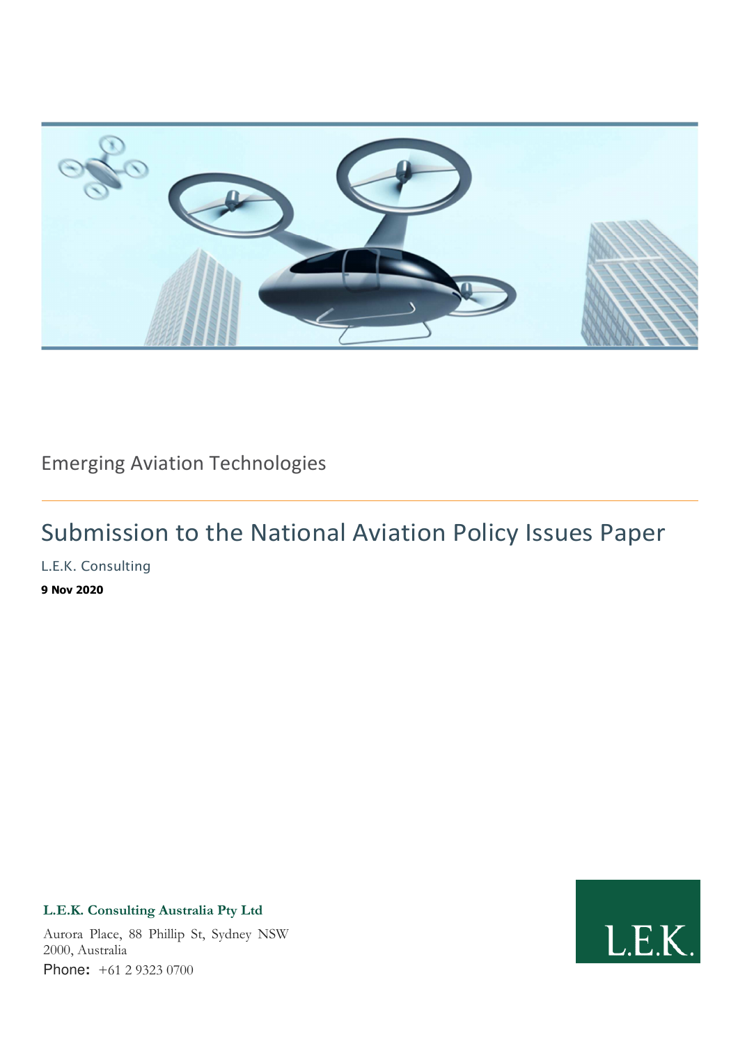Emerging Aviation Technologies

# Submission to the National Aviation Policy Issues Paper

L.E.K. Consulting

**9 Nov 2020**

**L.E.K. Consulting Australia Pty Ltd**

Aurora Place, 88 Phillip St, Sydney NSW 2000, Australia

Phone: +61 2 9323 0700

L.E.K.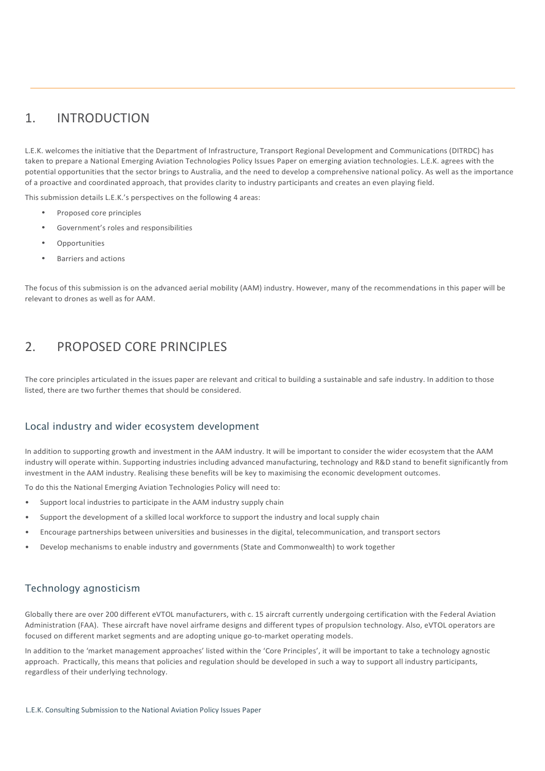## 1. INTRODUCTION

L.E.K. welcomes the initiative that the Department of Infrastructure, Transport Regional Development and Communications (DITRDC) has taken to prepare a National Emerging Aviation Technologies Policy Issues Paper on emerging aviation technologies. L.E.K. agrees with the potential opportunities that the sector brings to Australia, and the need to develop a comprehensive national policy. As well as the importance of a proactive and coordinated approach, that provides clarity to industry participants and creates an even playing field.

This submission details L.E.K.'s perspectives on the following 4 areas:

- Proposed core principles
- Government's roles and responsibilities
- Opportunities
- Barriers and actions

The focus of this submission is on the advanced aerial mobility (AAM) industry. However, many of the recommendations in this paper will be relevant to drones as well as for AAM.

## 2. PROPOSED CORE PRINCIPLES

The core principles articulated in the issues paper are relevant and critical to building a sustainable and safe industry. In addition to those listed, there are two further themes that should be considered.

### Local industry and wider ecosystem development

In addition to supporting growth and investment in the AAM industry. It will be important to consider the wider ecosystem that the AAM industry will operate within. Supporting industries including advanced manufacturing, technology and R&D stand to benefit significantly from investment in the AAM industry. Realising these benefits will be key to maximising the economic development outcomes.

To do this the National Emerging Aviation Technologies Policy will need to:

- Support local industries to participate in the AAM industry supply chain
- Support the development of a skilled local workforce to support the industry and local supply chain
- Encourage partnerships between universities and businesses in the digital, telecommunication, and transport sectors
- Develop mechanisms to enable industry and governments (State and Commonwealth) to work together

### Technology agnosticism

Globally there are over 200 different eVTOL manufacturers, with c. 15 aircraft currently undergoing certification with the Federal Aviation Administration (FAA). These aircraft have novel airframe designs and different types of propulsion technology. Also, eVTOL operators are focused on different market segments and are adopting unique go-to-market operating models.

In addition to the 'market management approaches' listed within the 'Core Principles', it will be important to take a technology agnostic approach. Practically, this means that policies and regulation should be developed in such a way to support all industry participants, regardless of their underlying technology.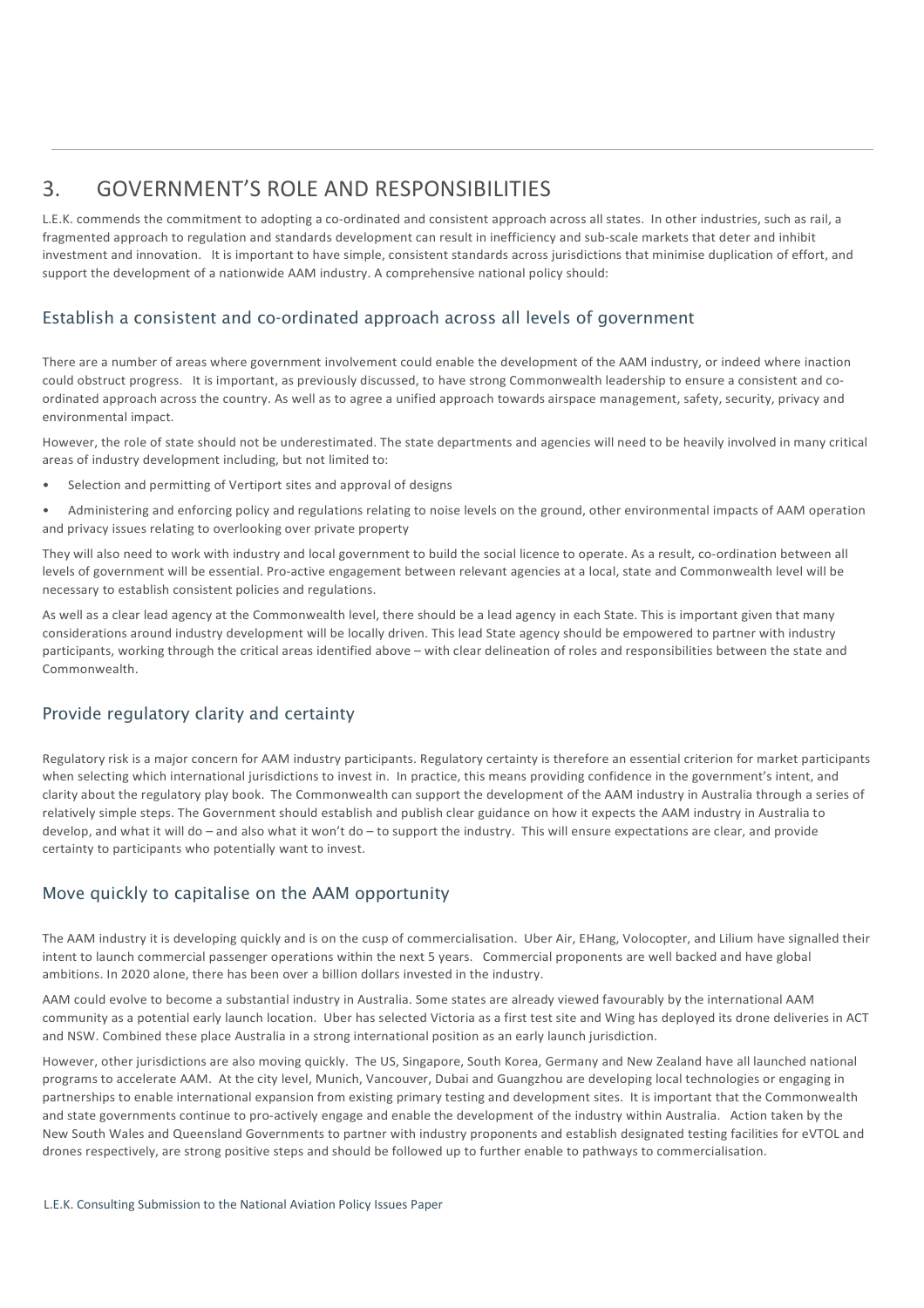# 3. GOVERNMENT'S ROLE AND RESPONSIBILITIES

L.E.K. commends the commitment to adopting a co-ordinated and consistent approach across all states. In other industries, such as rail, a fragmented approach to regulation and standards development can result in inefficiency and sub-scale markets that deter and inhibit investment and innovation. It is important to have simple, consistent standards across jurisdictions that minimise duplication of effort, and support the development of a nationwide AAM industry. A comprehensive national policy should:

## Establish a consistent and co-ordinated approach across all levels of government

There are a number of areas where government involvement could enable the development of the AAM industry, or indeed where inaction could obstruct progress. It is important, as previously discussed, to have strong Commonwealth leadership to ensure a consistent and co-ordinated approach across the country. As well as to agree a unified approach towards airspace management, safety, security, privacy and environmental impact.

However, the role of state should not be underestimated. The state departments and agencies will need to be heavily involved in many critical areas of industry development including, but not limited to:

- Selection and permitting of Vertiport sites and approval of designs
- Administering and enforcing policy and regulations relating to noise levels on the ground, other environmental impacts of AAM operation and privacy issues relating to overlooking over private property

They will also need to work with industry and local government to build the social licence to operate. As a result, co-ordination between all levels of government will be essential. Pro-active engagement between relevant agencies at a local, state and Commonwealth level will be necessary to establish consistent policies and regulations.

As well as a clear lead agency at the Commonwealth level, there should be a lead agency in each State. This is important given that many considerations around industry development will be locally driven. This lead State agency should be empowered to partner with industry participants, working through the critical areas identified above – with clear delineation of roles and responsibilities between the state and Commonwealth.

## Provide regulatory clarity and certainty

Regulatory risk is a major concern for AAM industry participants. Regulatory certainty is therefore an essential criterion for market participants when selecting which international jurisdictions to invest in. In practice, this means providing confidence in the government's intent, and clarity about the regulatory play book. The Commonwealth can support the development of the AAM industry in Australia through a series of relatively simple steps. The Government should establish and publish clear guidance on how it expects the AAM industry in Australia to develop, and what it will do – and also what it won't do – to support the industry. This will ensure expectations are clear, and provide certainty to participants who potentially want to invest.

## Move quickly to capitalise on the AAM opportunity

The AAM industry it is developing quickly and is on the cusp of commercialisation. Uber Air, EHang, Volocopter, and Lilium have signalled their intent to launch commercial passenger operations within the next 5 years. Commercial proponents are well backed and have global ambitions. In 2020 alone, there has been over a billion dollars invested in the industry.

AAM could evolve to become a substantial industry in Australia. Some states are already viewed favourably by the international AAM community as a potential early launch location. Uber has selected Victoria as a first test site and Wing has deployed its drone deliveries in ACT and NSW. Combined these place Australia in a strong international position as an early launch jurisdiction.

However, other jurisdictions are also moving quickly. The US, Singapore, South Korea, Germany and New Zealand have all launched national programs to accelerate AAM. At the city level, Munich, Vancouver, Dubai and Guangzhou are developing local technologies or engaging in partnerships to enable international expansion from existing primary testing and development sites. It is important that the Commonwealth and state governments continue to pro-actively engage and enable the development of the industry within Australia. Action taken by the New South Wales and Queensland Governments to partner with industry proponents and establish designated testing facilities for eVTOL and drones respectively, are strong positive steps and should be followed up to further enable to pathways to commercialisation.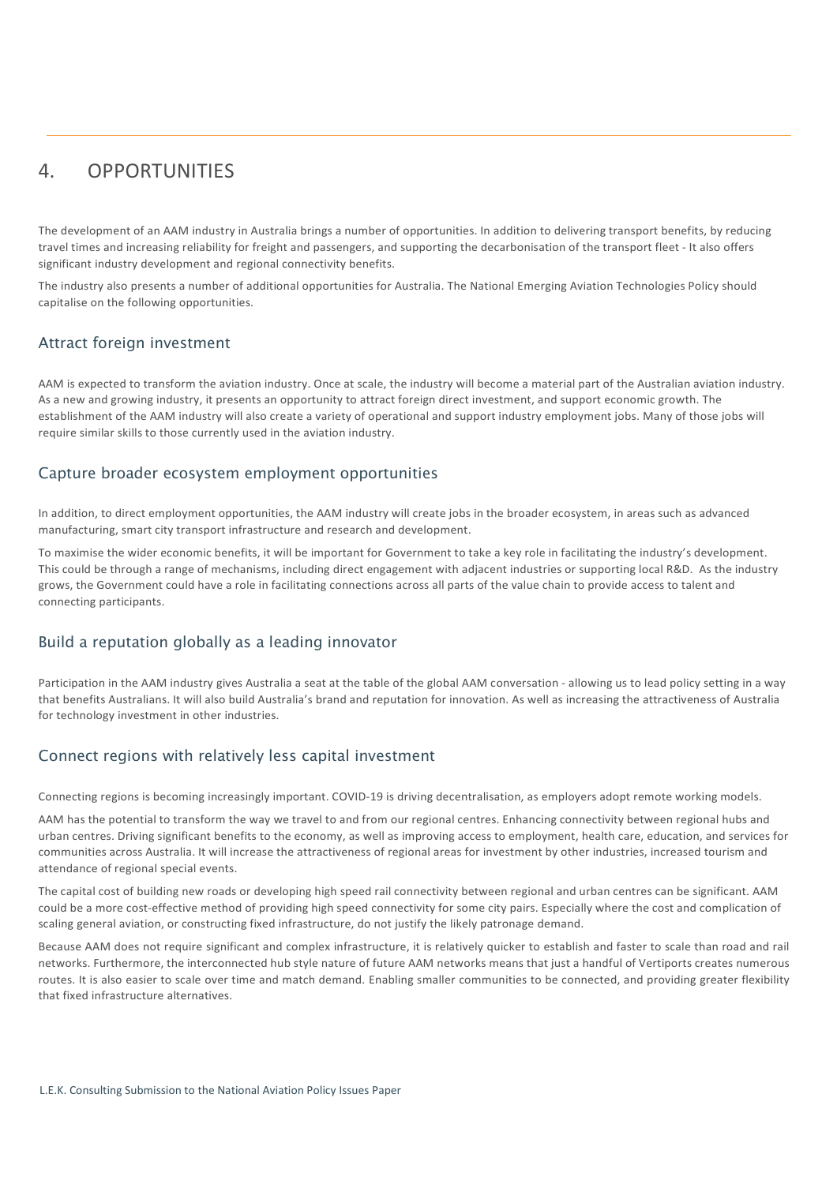# 4. OPPORTUNITIES

The development of an AAM industry in Australia brings a number of opportunities. In addition to delivering transport benefits, by reducing travel times and increasing reliability for freight and passengers, and supporting the decarbonisation of the transport fleet - It also offers significant industry development and regional connectivity benefits.

The industry also presents a number of additional opportunities for Australia. The National Emerging Aviation Technologies Policy should capitalise on the following opportunities.

## Attract foreign investment

AAM is expected to transform the aviation industry. Once at scale, the industry will become a material part of the Australian aviation industry. As a new and growing industry, it presents an opportunity to attract foreign direct investment, and support economic growth. The establishment of the AAM industry will also create a variety of operational and support industry employment jobs. Many of those jobs will require similar skills to those currently used in the aviation industry.

## Capture broader ecosystem employment opportunities

In addition, to direct employment opportunities, the AAM industry will create jobs in the broader ecosystem, in areas such as advanced manufacturing, smart city transport infrastructure and research and development.

To maximise the wider economic benefits, it will be important for Government to take a key role in facilitating the industry's development. This could be through a range of mechanisms, including direct engagement with adjacent industries or supporting local R&D. As the industry grows, the Government could have a role in facilitating connections across all parts of the value chain to provide access to talent and connecting participants.

## Build a reputation globally as a leading innovator

Participation in the AAM industry gives Australia a seat at the table of the global AAM conversation - allowing us to lead policy setting in a way that benefits Australians. It will also build Australia's brand and reputation for innovation. As well as increasing the attractiveness of Australia for technology investment in other industries.

## Connect regions with relatively less capital investment

Connecting regions is becoming increasingly important. COVID-19 is driving decentralisation, as employers adopt remote working models.

AAM has the potential to transform the way we travel to and from our regional centres. Enhancing connectivity between regional hubs and urban centres. Driving significant benefits to the economy, as well as improving access to employment, health care, education, and services for communities across Australia. It will increase the attractiveness of regional areas for investment by other industries, increased tourism and attendance of regional special events.

The capital cost of building new roads or developing high speed rail connectivity between regional and urban centres can be significant. AAM could be a more cost-effective method of providing high speed connectivity for some city pairs. Especially where the cost and complication of scaling general aviation, or constructing fixed infrastructure, do not justify the likely patronage demand.

Because AAM does not require significant and complex infrastructure, it is relatively quicker to establish and faster to scale than road and rail networks. Furthermore, the interconnected hub style nature of future AAM networks means that just a handful of Vertiports creates numerous routes. It is also easier to scale over time and match demand. Enabling smaller communities to be connected, and providing greater flexibility that fixed infrastructure alternatives.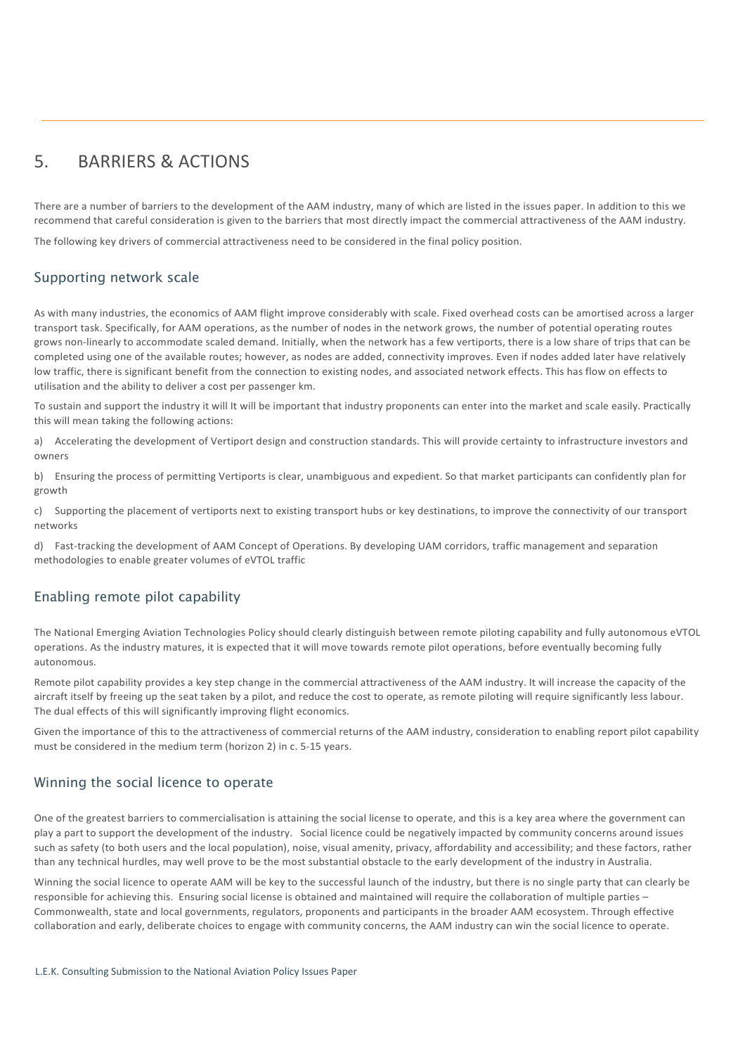# 5. BARRIERS & ACTIONS

There are a number of barriers to the development of the AAM industry, many of which are listed in the issues paper. In addition to this we recommend that careful consideration is given to the barriers that most directly impact the commercial attractiveness of the AAM industry.

The following key drivers of commercial attractiveness need to be considered in the final policy position.

## Supporting network scale

As with many industries, the economics of AAM flight improve considerably with scale. Fixed overhead costs can be amortised across a larger transport task. Specifically, for AAM operations, as the number of nodes in the network grows, the number of potential operating routes grows non-linearly to accommodate scaled demand. Initially, when the network has a few vertiports, there is a low share of trips that can be completed using one of the available routes; however, as nodes are added, connectivity improves. Even if nodes added later have relatively low traffic, there is significant benefit from the connection to existing nodes, and associated network effects. This has flow on effects to utilisation and the ability to deliver a cost per passenger km.

To sustain and support the industry it will It will be important that industry proponents can enter into the market and scale easily. Practically this will mean taking the following actions:

a) Accelerating the development of Vertiport design and construction standards. This will provide certainty to infrastructure investors and owners

b) Ensuring the process of permitting Vertiports is clear, unambiguous and expedient. So that market participants can confidently plan for growth

c) Supporting the placement of vertiports next to existing transport hubs or key destinations, to improve the connectivity of our transport networks

d) Fast-tracking the development of AAM Concept of Operations. By developing UAM corridors, traffic management and separation methodologies to enable greater volumes of eVTOL traffic

## Enabling remote pilot capability

The National Emerging Aviation Technologies Policy should clearly distinguish between remote piloting capability and fully autonomous eVTOL operations. As the industry matures, it is expected that it will move towards remote pilot operations, before eventually becoming fully autonomous.

Remote pilot capability provides a key step change in the commercial attractiveness of the AAM industry. It will increase the capacity of the aircraft itself by freeing up the seat taken by a pilot, and reduce the cost to operate, as remote piloting will require significantly less labour. The dual effects of this will significantly improving flight economics.

Given the importance of this to the attractiveness of commercial returns of the AAM industry, consideration to enabling report pilot capability must be considered in the medium term (horizon 2) in c. 5-15 years.

## Winning the social licence to operate

One of the greatest barriers to commercialisation is attaining the social license to operate, and this is a key area where the government can play a part to support the development of the industry. Social licence could be negatively impacted by community concerns around issues such as safety (to both users and the local population), noise, visual amenity, privacy, affordability and accessibility; and these factors, rather than any technical hurdles, may well prove to be the most substantial obstacle to the early development of the industry in Australia.

Winning the social licence to operate AAM will be key to the successful launch of the industry, but there is no single party that can clearly be responsible for achieving this. Ensuring social license is obtained and maintained will require the collaboration of multiple parties – Commonwealth, state and local governments, regulators, proponents and participants in the broader AAM ecosystem. Through effective collaboration and early, deliberate choices to engage with community concerns, the AAM industry can win the social licence to operate.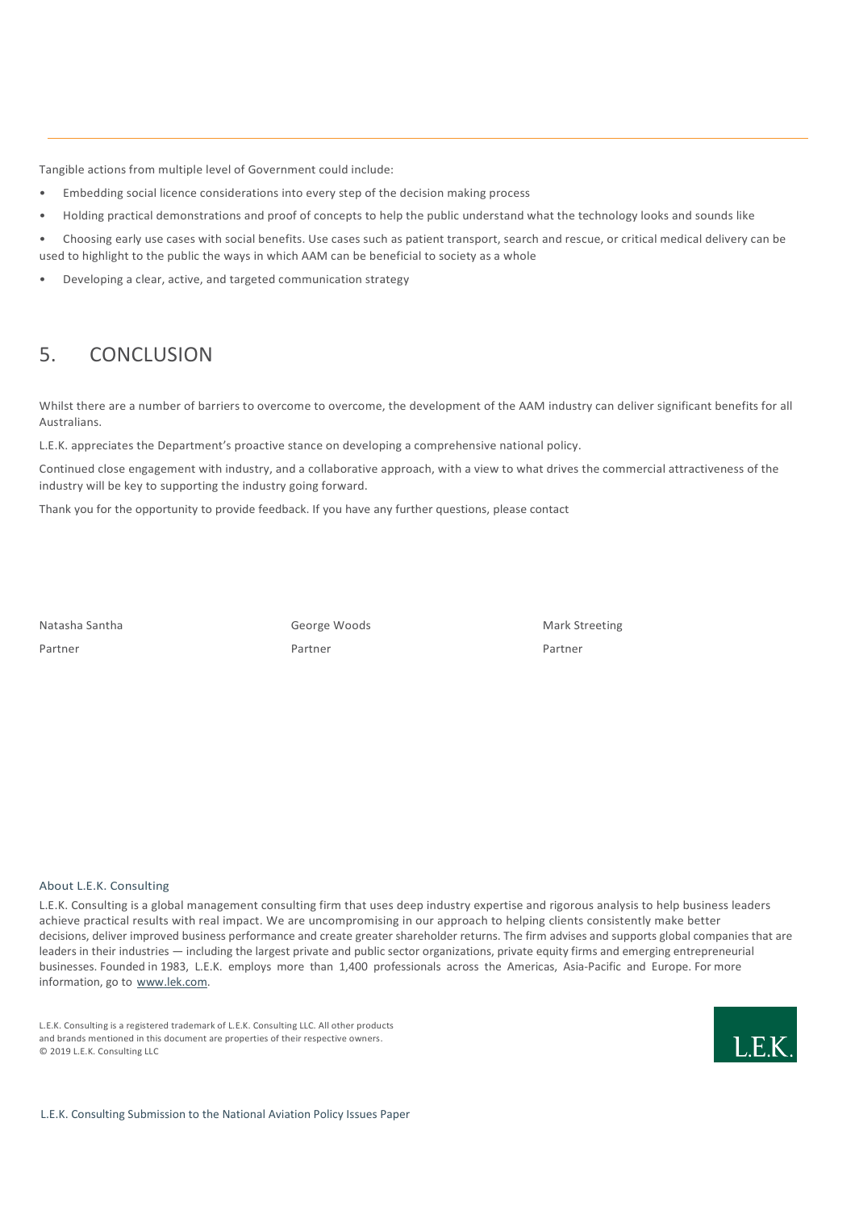Tangible actions from multiple level of Government could include:

- Embedding social licence considerations into every step of the decision making process
- Holding practical demonstrations and proof of concepts to help the public understand what the technology looks and sounds like
- Choosing early use cases with social benefits. Use cases such as patient transport, search and rescue, or critical medical delivery can be used to highlight to the public the ways in which AAM can be beneficial to society as a whole
- Developing a clear, active, and targeted communication strategy

## 5. CONCLUSION

Whilst there are a number of barriers to overcome to overcome, the development of the AAM industry can deliver significant benefits for all Australians.

L.E.K. appreciates the Department's proactive stance on developing a comprehensive national policy.

Continued close engagement with industry, and a collaborative approach, with a view to what drives the commercial attractiveness of the industry will be key to supporting the industry going forward.

Thank you for the opportunity to provide feedback. If you have any further questions, please contact

Natasha Santha
Partner

George Woods
Partner

Mark Streeting
Partner

About L.E.K. Consulting

L.E.K. Consulting is a global management consulting firm that uses deep industry expertise and rigorous analysis to help business leaders achieve practical results with real impact. We are uncompromising in our approach to helping clients consistently make better decisions, deliver improved business performance and create greater shareholder returns. The firm advises and supports global companies that are leaders in their industries — including the largest private and public sector organizations, private equity firms and emerging entrepreneurial businesses. Founded in 1983, L.E.K. employs more than 1,400 professionals across the Americas, Asia-Pacific and Europe. For more information, go to www.lek.com.

L.E.K. Consulting is a registered trademark of L.E.K. Consulting LLC. All other products and brands mentioned in this document are properties of their respective owners.
© 2019 L.E.K. Consulting LLC

L.E.K.